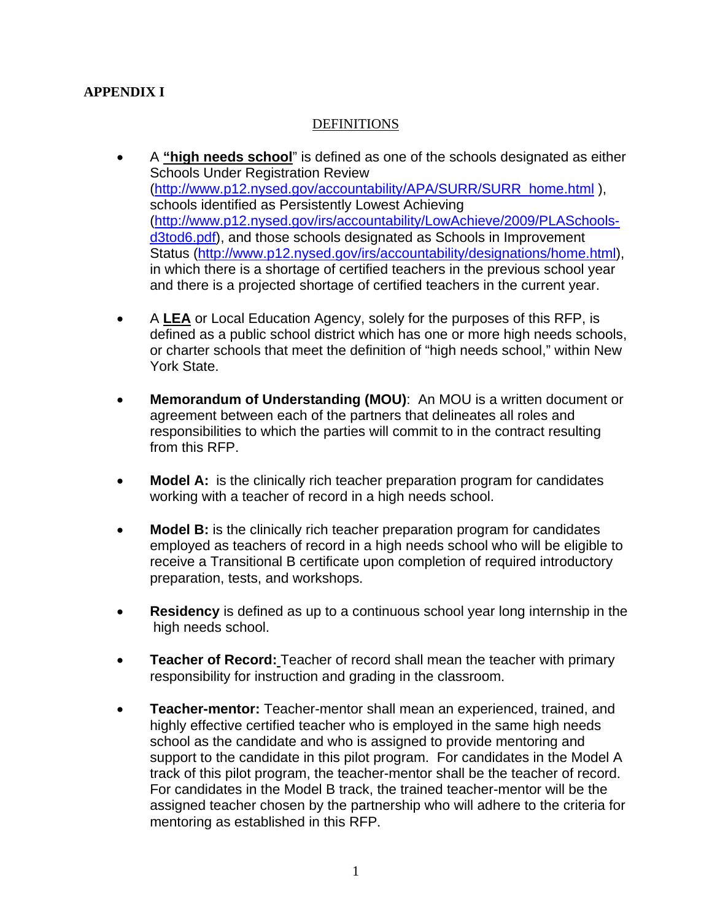**APPENDIX I**

DEFINITIONS

- A **"high needs school"** is defined as one of the schools designated as either Schools Under Registration Review (http://www.p12.nysed.gov/accountability/APA/SURR/SURR_home.html ), schools identified as Persistently Lowest Achieving (http://www.p12.nysed.gov/irs/accountability/LowAchieve/2009/PLASchools-d3tod6.pdf), and those schools designated as Schools in Improvement Status (http://www.p12.nysed.gov/irs/accountability/designations/home.html), in which there is a shortage of certified teachers in the previous school year and there is a projected shortage of certified teachers in the current year.

- A **LEA** or Local Education Agency, solely for the purposes of this RFP, is defined as a public school district which has one or more high needs schools, or charter schools that meet the definition of "high needs school," within New York State.

- **Memorandum of Understanding (MOU)**: An MOU is a written document or agreement between each of the partners that delineates all roles and responsibilities to which the parties will commit to in the contract resulting from this RFP.

- **Model A:** is the clinically rich teacher preparation program for candidates working with a teacher of record in a high needs school.

- **Model B:** is the clinically rich teacher preparation program for candidates employed as teachers of record in a high needs school who will be eligible to receive a Transitional B certificate upon completion of required introductory preparation, tests, and workshops.

- **Residency** is defined as up to a continuous school year long internship in the high needs school.

- **Teacher of Record:** Teacher of record shall mean the teacher with primary responsibility for instruction and grading in the classroom.

- **Teacher-mentor:** Teacher-mentor shall mean an experienced, trained, and highly effective certified teacher who is employed in the same high needs school as the candidate and who is assigned to provide mentoring and support to the candidate in this pilot program. For candidates in the Model A track of this pilot program, the teacher-mentor shall be the teacher of record. For candidates in the Model B track, the trained teacher-mentor will be the assigned teacher chosen by the partnership who will adhere to the criteria for mentoring as established in this RFP.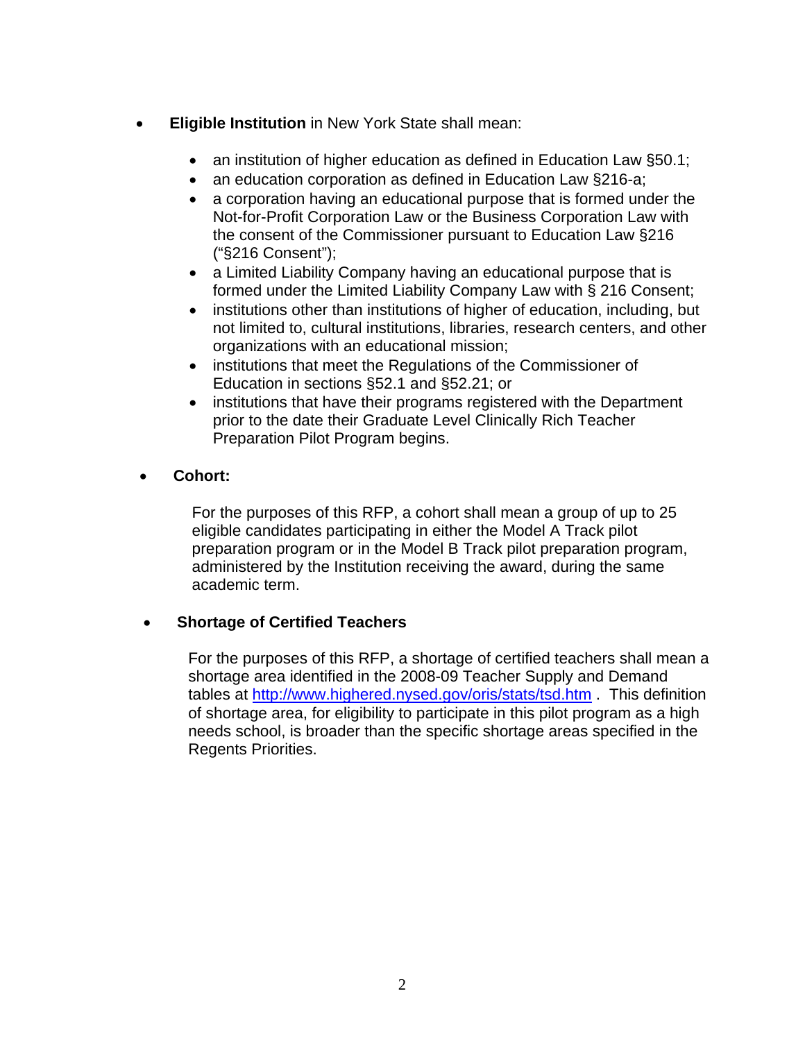- **Eligible Institution** in New York State shall mean:

    - an institution of higher education as defined in Education Law §50.1;
    - an education corporation as defined in Education Law §216-a;
    - a corporation having an educational purpose that is formed under the Not-for-Profit Corporation Law or the Business Corporation Law with the consent of the Commissioner pursuant to Education Law §216 ("§216 Consent");
    - a Limited Liability Company having an educational purpose that is formed under the Limited Liability Company Law with § 216 Consent;
    - institutions other than institutions of higher of education, including, but not limited to, cultural institutions, libraries, research centers, and other organizations with an educational mission;
    - institutions that meet the Regulations of the Commissioner of Education in sections §52.1 and §52.21; or
    - institutions that have their programs registered with the Department prior to the date their Graduate Level Clinically Rich Teacher Preparation Pilot Program begins.

- **Cohort:**

    For the purposes of this RFP, a cohort shall mean a group of up to 25 eligible candidates participating in either the Model A Track pilot preparation program or in the Model B Track pilot preparation program, administered by the Institution receiving the award, during the same academic term.

- **Shortage of Certified Teachers**

    For the purposes of this RFP, a shortage of certified teachers shall mean a shortage area identified in the 2008-09 Teacher Supply and Demand tables at http://www.highered.nysed.gov/oris/stats/tsd.htm . This definition of shortage area, for eligibility to participate in this pilot program as a high needs school, is broader than the specific shortage areas specified in the Regents Priorities.